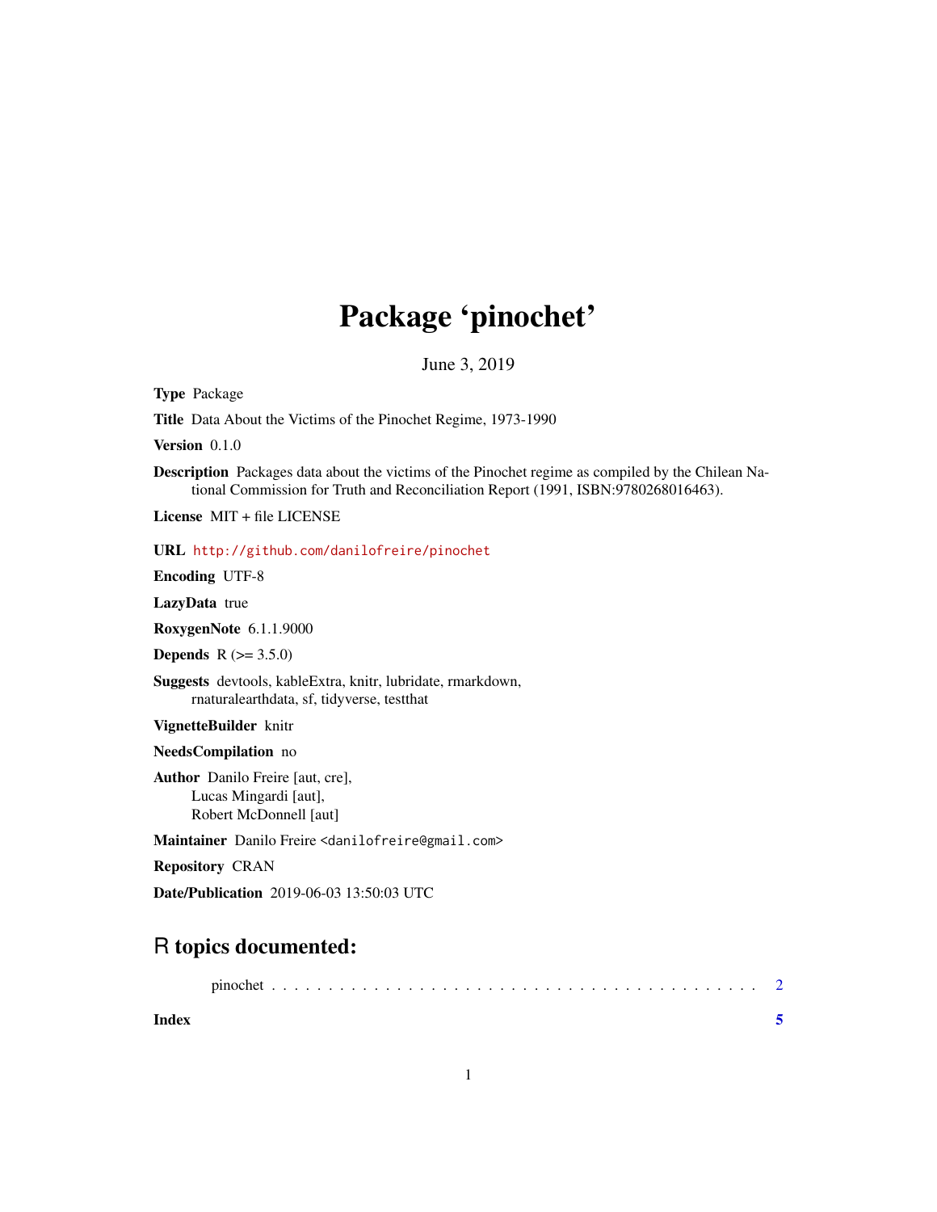# Package 'pinochet'

June 3, 2019

**Type** Package

**Title** Data About the Victims of the Pinochet Regime, 1973-1990

**Version** 0.1.0

**Description** Packages data about the victims of the Pinochet regime as compiled by the Chilean National Commission for Truth and Reconciliation Report (1991, ISBN:9780268016463).

**License** MIT + file LICENSE

**URL** http://github.com/danilofreire/pinochet

**Encoding** UTF-8

**LazyData** true

**RoxygenNote** 6.1.1.9000

**Depends** R (>= 3.5.0)

**Suggests** devtools, kableExtra, knitr, lubridate, rmarkdown, rnaturalearthdata, sf, tidyverse, testthat

**VignetteBuilder** knitr

**NeedsCompilation** no

**Author** Danilo Freire [aut, cre],
Lucas Mingardi [aut],
Robert McDonnell [aut]

**Maintainer** Danilo Freire <danilofreire@gmail.com>

**Repository** CRAN

**Date/Publication** 2019-06-03 13:50:03 UTC

## R topics documented:

pinochet . . . . . . . . . . . . . . . . . . . . . . . . . . . . . . . . . . . . . . . . . 2

**Index** **5**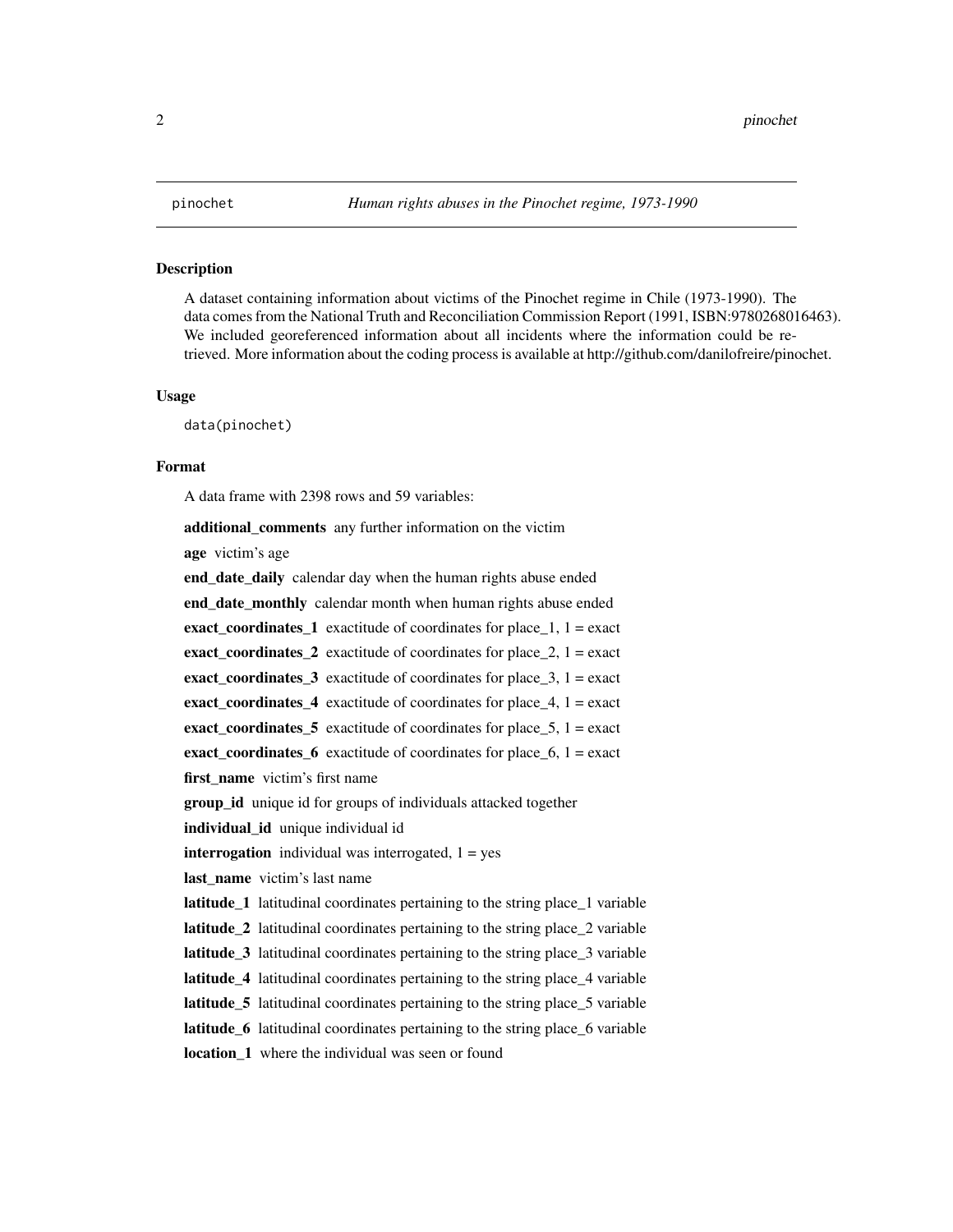`pinochet` *Human rights abuses in the Pinochet regime, 1973-1990*

## Description

A dataset containing information about victims of the Pinochet regime in Chile (1973-1990). The data comes from the National Truth and Reconciliation Commission Report (1991, ISBN:9780268016463). We included georeferenced information about all incidents where the information could be retrieved. More information about the coding process is available at http://github.com/danilofreire/pinochet.

## Usage

```
data(pinochet)
```

## Format

A data frame with 2398 rows and 59 variables:

**additional_comments** any further information on the victim

**age** victim's age

**end_date_daily** calendar day when the human rights abuse ended

**end_date_monthly** calendar month when human rights abuse ended

**exact_coordinates_1** exactitude of coordinates for place_1, 1 = exact

**exact_coordinates_2** exactitude of coordinates for place_2, 1 = exact

**exact_coordinates_3** exactitude of coordinates for place_3, 1 = exact

**exact_coordinates_4** exactitude of coordinates for place_4, 1 = exact

**exact_coordinates_5** exactitude of coordinates for place_5, 1 = exact

**exact_coordinates_6** exactitude of coordinates for place_6, 1 = exact

**first_name** victim's first name

**group_id** unique id for groups of individuals attacked together

**individual_id** unique individual id

**interrogation** individual was interrogated, 1 = yes

**last_name** victim's last name

**latitude_1** latitudinal coordinates pertaining to the string place_1 variable

**latitude_2** latitudinal coordinates pertaining to the string place_2 variable

**latitude_3** latitudinal coordinates pertaining to the string place_3 variable

**latitude_4** latitudinal coordinates pertaining to the string place_4 variable

**latitude_5** latitudinal coordinates pertaining to the string place_5 variable

**latitude_6** latitudinal coordinates pertaining to the string place_6 variable

**location_1** where the individual was seen or found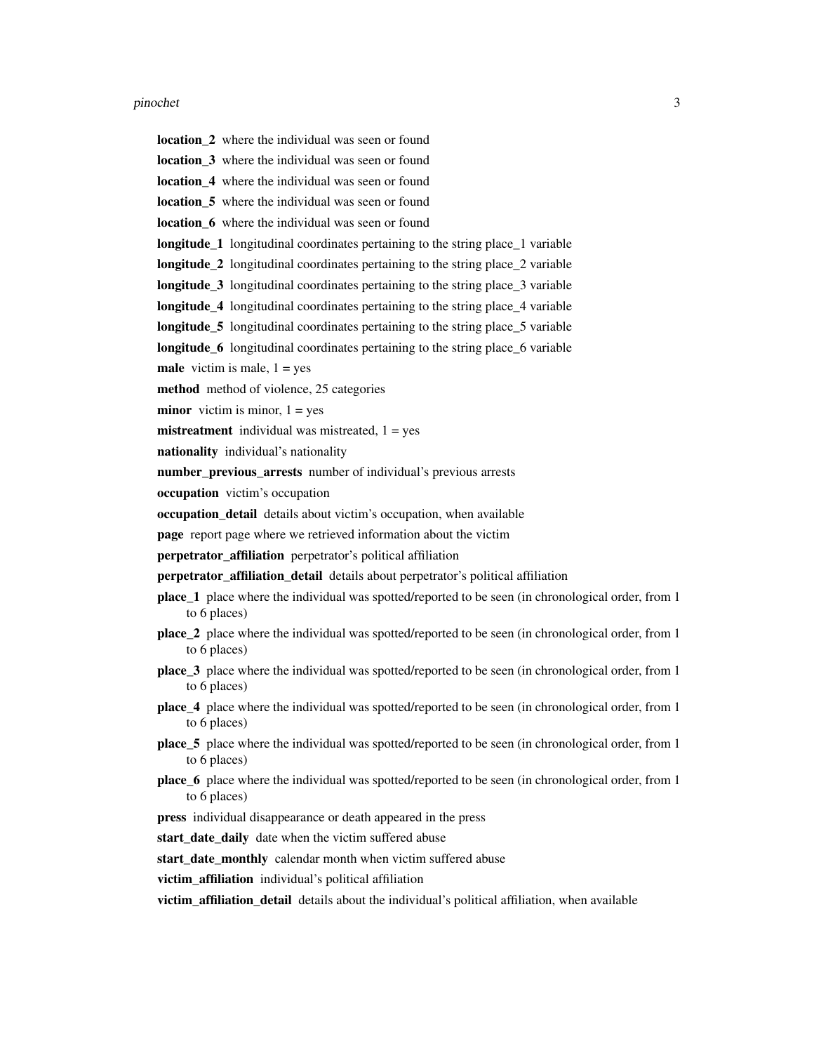**location_2** where the individual was seen or found

**location_3** where the individual was seen or found

**location_4** where the individual was seen or found

**location_5** where the individual was seen or found

**location_6** where the individual was seen or found

**longitude_1** longitudinal coordinates pertaining to the string place_1 variable

**longitude_2** longitudinal coordinates pertaining to the string place_2 variable

**longitude_3** longitudinal coordinates pertaining to the string place_3 variable

**longitude_4** longitudinal coordinates pertaining to the string place_4 variable

**longitude_5** longitudinal coordinates pertaining to the string place_5 variable

**longitude_6** longitudinal coordinates pertaining to the string place_6 variable

**male** victim is male, 1 = yes

**method** method of violence, 25 categories

**minor** victim is minor, 1 = yes

**mistreatment** individual was mistreated, 1 = yes

**nationality** individual's nationality

**number_previous_arrests** number of individual's previous arrests

**occupation** victim's occupation

**occupation_detail** details about victim's occupation, when available

**page** report page where we retrieved information about the victim

**perpetrator_affiliation** perpetrator's political affiliation

**perpetrator_affiliation_detail** details about perpetrator's political affiliation

**place_1** place where the individual was spotted/reported to be seen (in chronological order, from 1 to 6 places)

**place_2** place where the individual was spotted/reported to be seen (in chronological order, from 1 to 6 places)

**place_3** place where the individual was spotted/reported to be seen (in chronological order, from 1 to 6 places)

**place_4** place where the individual was spotted/reported to be seen (in chronological order, from 1 to 6 places)

**place_5** place where the individual was spotted/reported to be seen (in chronological order, from 1 to 6 places)

**place_6** place where the individual was spotted/reported to be seen (in chronological order, from 1 to 6 places)

**press** individual disappearance or death appeared in the press

**start_date_daily** date when the victim suffered abuse

**start_date_monthly** calendar month when victim suffered abuse

**victim_affiliation** individual's political affiliation

**victim_affiliation_detail** details about the individual's political affiliation, when available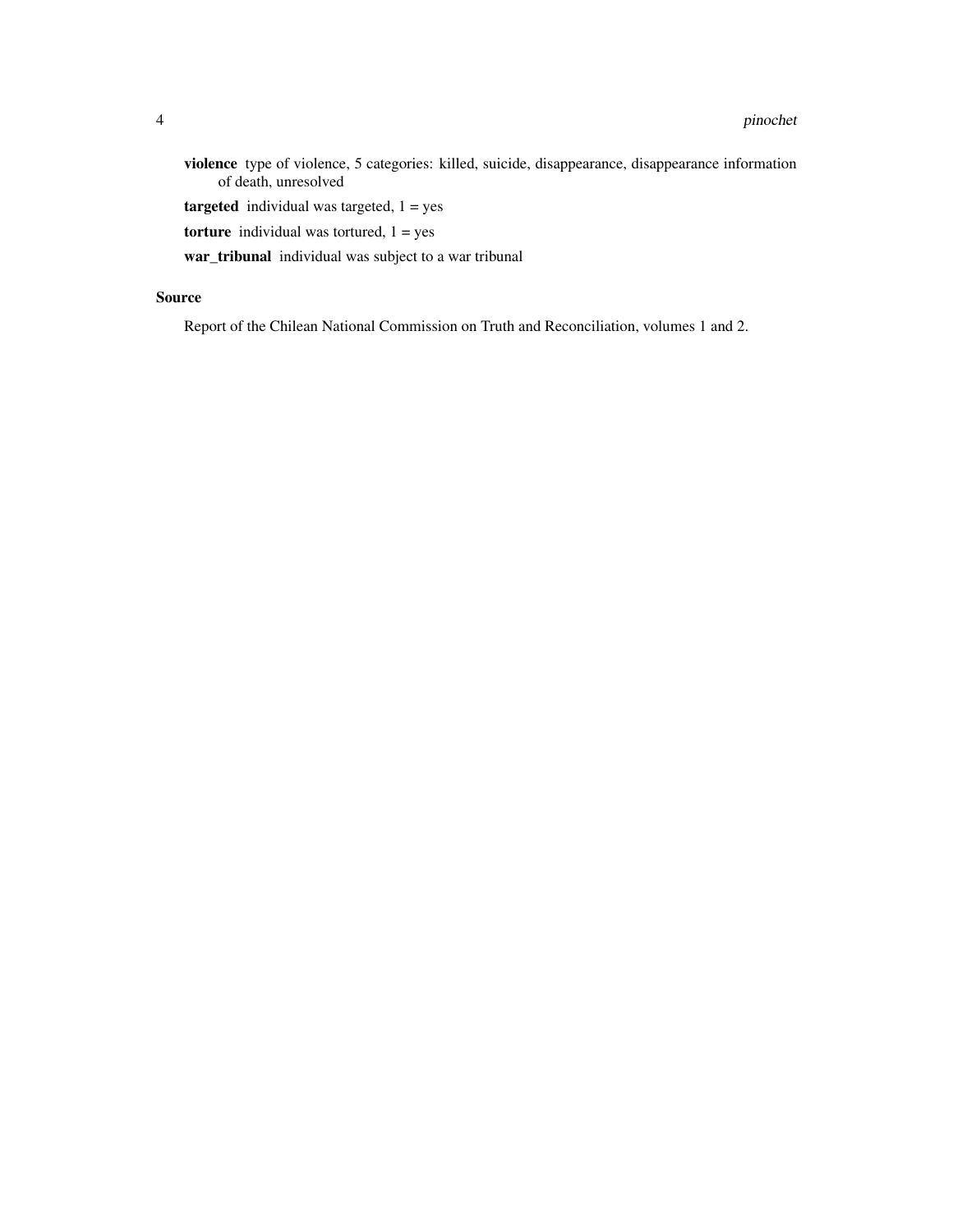**violence** type of violence, 5 categories: killed, suicide, disappearance, disappearance information of death, unresolved

**targeted** individual was targeted, 1 = yes

**torture** individual was tortured, 1 = yes

**war_tribunal** individual was subject to a war tribunal

## Source

Report of the Chilean National Commission on Truth and Reconciliation, volumes 1 and 2.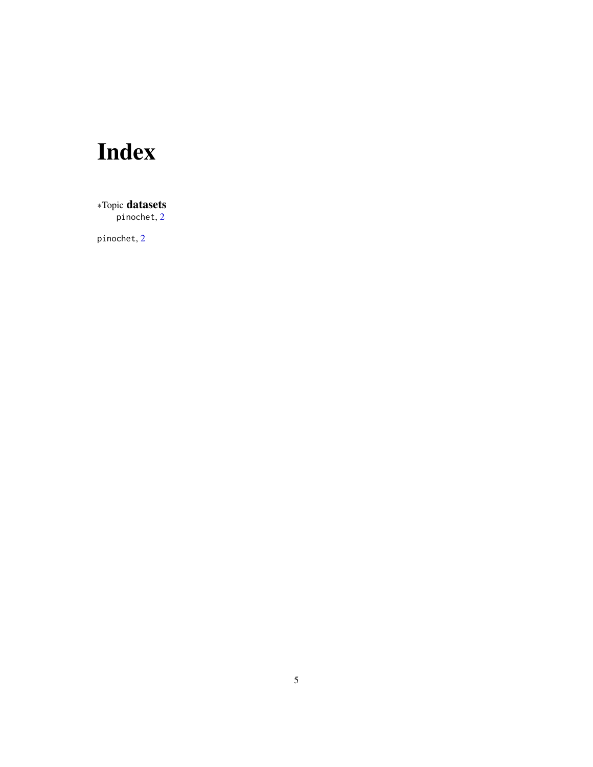# Index

*Topic **datasets**

    pinochet, 2

pinochet, 2